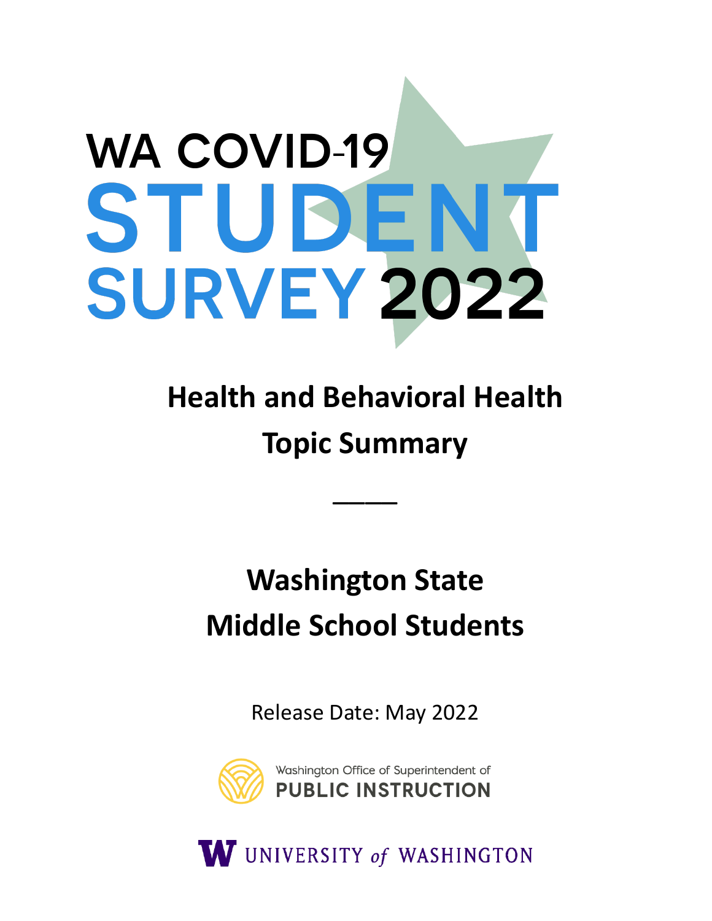# WA COVID-19 STUDENT SURVEY 2022

## Health and Behavioral Health Topic Summary

---

## Washington State Middle School Students

Release Date: May 2022

Washington Office of Superintendent of PUBLIC INSTRUCTION

UNIVERSITY of WASHINGTON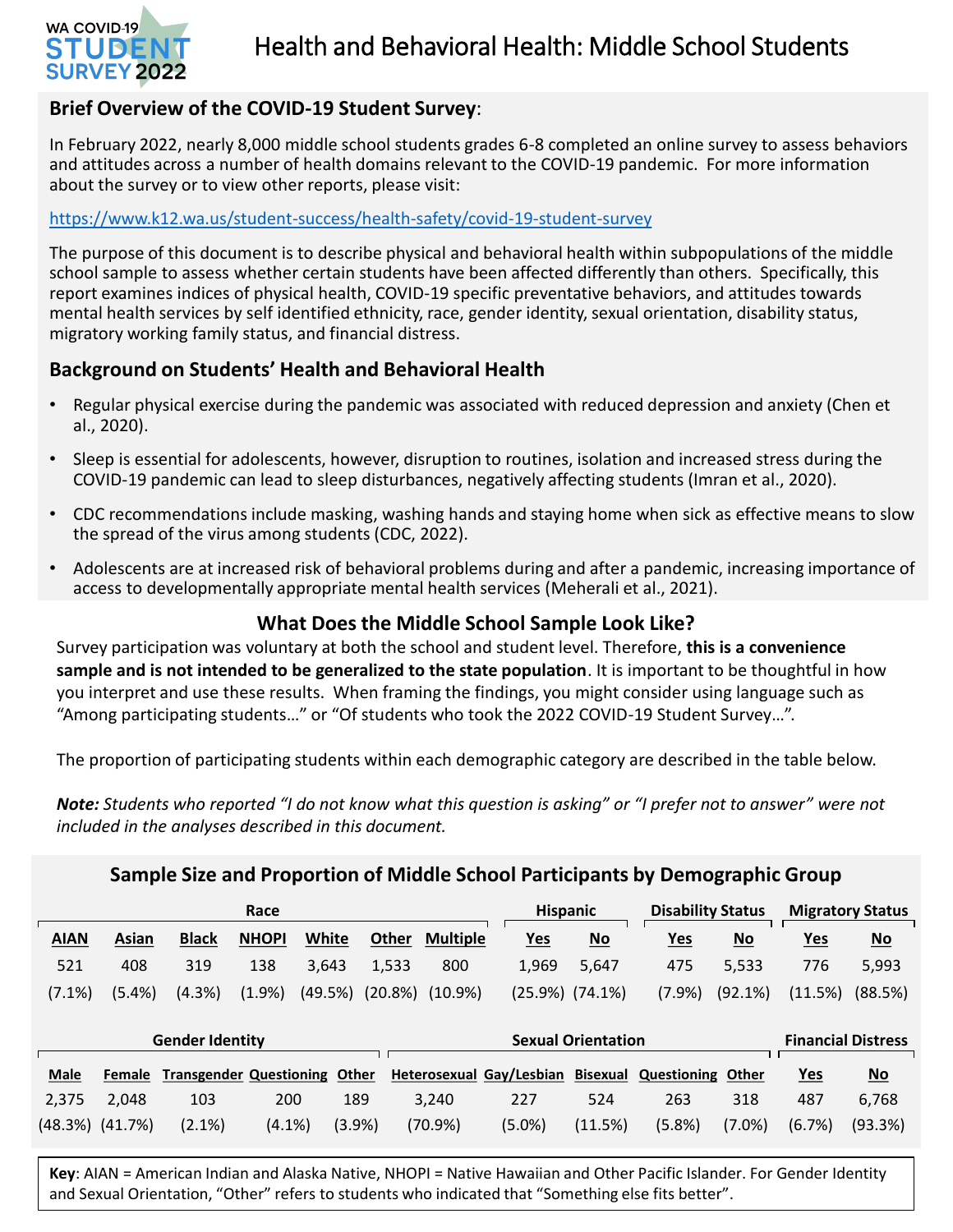# Health and Behavioral Health: Middle School Students

## Brief Overview of the COVID-19 Student Survey:

In February 2022, nearly 8,000 middle school students grades 6-8 completed an online survey to assess behaviors and attitudes across a number of health domains relevant to the COVID-19 pandemic. For more information about the survey or to view other reports, please visit:

https://www.k12.wa.us/student-success/health-safety/covid-19-student-survey

The purpose of this document is to describe physical and behavioral health within subpopulations of the middle school sample to assess whether certain students have been affected differently than others. Specifically, this report examines indices of physical health, COVID-19 specific preventative behaviors, and attitudes towards mental health services by self identified ethnicity, race, gender identity, sexual orientation, disability status, migratory working family status, and financial distress.

## Background on Students' Health and Behavioral Health

- Regular physical exercise during the pandemic was associated with reduced depression and anxiety (Chen et al., 2020).
- Sleep is essential for adolescents, however, disruption to routines, isolation and increased stress during the COVID-19 pandemic can lead to sleep disturbances, negatively affecting students (Imran et al., 2020).
- CDC recommendations include masking, washing hands and staying home when sick as effective means to slow the spread of the virus among students (CDC, 2022).
- Adolescents are at increased risk of behavioral problems during and after a pandemic, increasing importance of access to developmentally appropriate mental health services (Meherali et al., 2021).

## What Does the Middle School Sample Look Like?

Survey participation was voluntary at both the school and student level. Therefore, **this is a convenience sample and is not intended to be generalized to the state population**. It is important to be thoughtful in how you interpret and use these results. When framing the findings, you might consider using language such as "Among participating students…" or "Of students who took the 2022 COVID-19 Student Survey…".

The proportion of participating students within each demographic category are described in the table below.

***Note:*** *Students who reported "I do not know what this question is asking" or "I prefer not to answer" were not included in the analyses described in this document.*

### Sample Size and Proportion of Middle School Participants by Demographic Group

| Race | | | | | | | Hispanic | | Disability Status | | Migratory Status | |
|---|---|---|---|---|---|---|---|---|---|---|---|---|
| AIAN | Asian | Black | NHOPI | White | Other | Multiple | Yes | No | Yes | No | Yes | No |
| 521 | 408 | 319 | 138 | 3,643 | 1,533 | 800 | 1,969 | 5,647 | 475 | 5,533 | 776 | 5,993 |
| (7.1%) | (5.4%) | (4.3%) | (1.9%) | (49.5%) | (20.8%) | (10.9%) | (25.9%) | (74.1%) | (7.9%) | (92.1%) | (11.5%) | (88.5%) |

| Gender Identity | | | | | Sexual Orientation | | | | | Financial Distress | |
|---|---|---|---|---|---|---|---|---|---|---|---|
| Male | Female | Transgender | Questioning | Other | Heterosexual | Gay/Lesbian | Bisexual | Questioning | Other | Yes | No |
| 2,375 | 2,048 | 103 | 200 | 189 | 3,240 | 227 | 524 | 263 | 318 | 487 | 6,768 |
| (48.3%) | (41.7%) | (2.1%) | (4.1%) | (3.9%) | (70.9%) | (5.0%) | (11.5%) | (5.8%) | (7.0%) | (6.7%) | (93.3%) |

**Key**: AIAN = American Indian and Alaska Native, NHOPI = Native Hawaiian and Other Pacific Islander. For Gender Identity and Sexual Orientation, "Other" refers to students who indicated that "Something else fits better".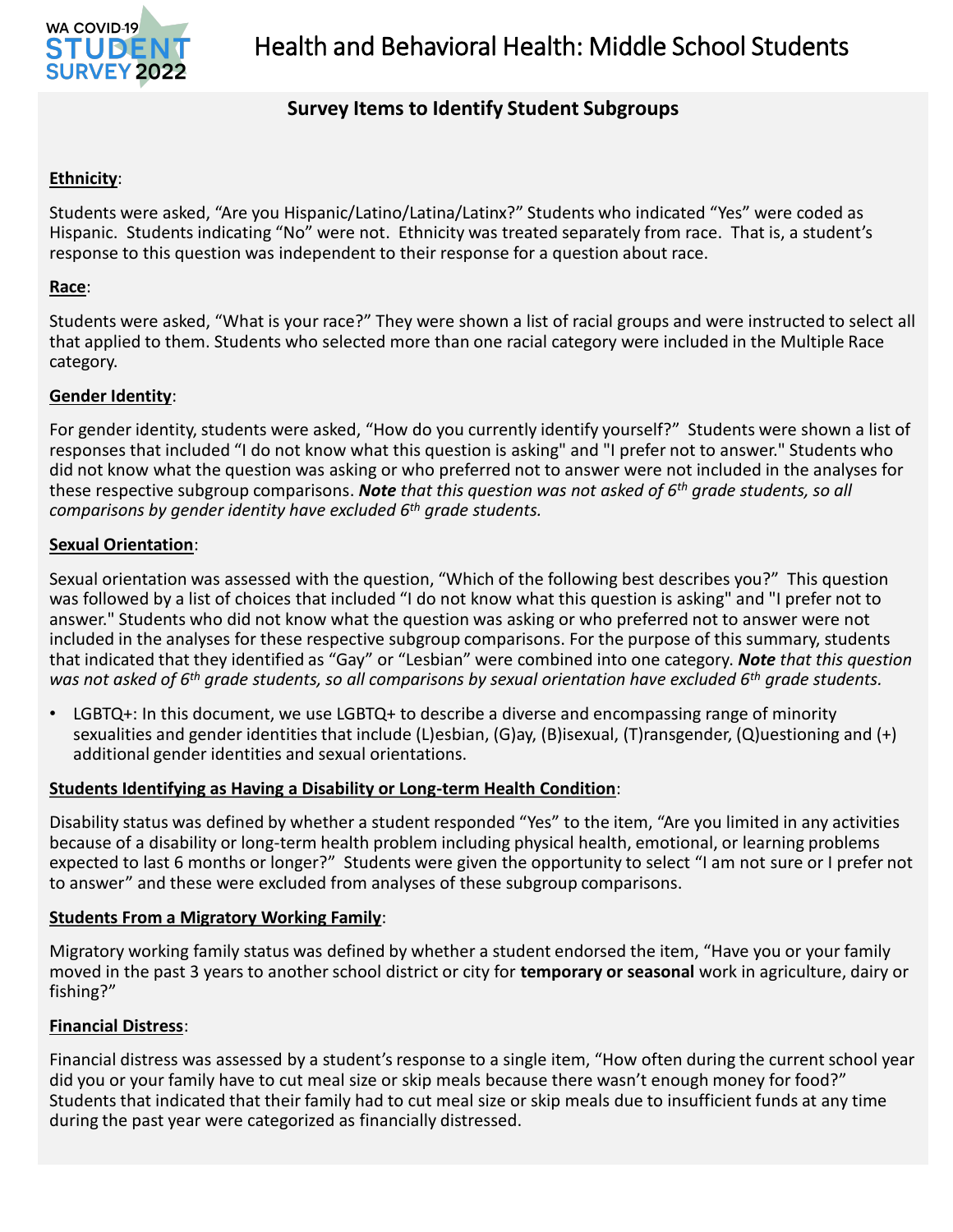# Health and Behavioral Health: Middle School Students

## Survey Items to Identify Student Subgroups

**Ethnicity**:

Students were asked, "Are you Hispanic/Latino/Latina/Latinx?" Students who indicated "Yes" were coded as Hispanic. Students indicating "No" were not. Ethnicity was treated separately from race. That is, a student's response to this question was independent to their response for a question about race.

**Race**:

Students were asked, "What is your race?" They were shown a list of racial groups and were instructed to select all that applied to them. Students who selected more than one racial category were included in the Multiple Race category.

**Gender Identity**:

For gender identity, students were asked, "How do you currently identify yourself?" Students were shown a list of responses that included "I do not know what this question is asking" and "I prefer not to answer." Students who did not know what the question was asking or who preferred not to answer were not included in the analyses for these respective subgroup comparisons. ***Note** that this question was not asked of 6th grade students, so all comparisons by gender identity have excluded 6th grade students.*

**Sexual Orientation**:

Sexual orientation was assessed with the question, "Which of the following best describes you?" This question was followed by a list of choices that included "I do not know what this question is asking" and "I prefer not to answer." Students who did not know what the question was asking or who preferred not to answer were not included in the analyses for these respective subgroup comparisons. For the purpose of this summary, students that indicated that they identified as "Gay" or "Lesbian" were combined into one category. ***Note** that this question was not asked of 6th grade students, so all comparisons by sexual orientation have excluded 6th grade students.*

- LGBTQ+: In this document, we use LGBTQ+ to describe a diverse and encompassing range of minority sexualities and gender identities that include (L)esbian, (G)ay, (B)isexual, (T)ransgender, (Q)uestioning and (+) additional gender identities and sexual orientations.

**Students Identifying as Having a Disability or Long-term Health Condition**:

Disability status was defined by whether a student responded "Yes" to the item, "Are you limited in any activities because of a disability or long-term health problem including physical health, emotional, or learning problems expected to last 6 months or longer?" Students were given the opportunity to select "I am not sure or I prefer not to answer" and these were excluded from analyses of these subgroup comparisons.

**Students From a Migratory Working Family**:

Migratory working family status was defined by whether a student endorsed the item, "Have you or your family moved in the past 3 years to another school district or city for **temporary or seasonal** work in agriculture, dairy or fishing?"

**Financial Distress**:

Financial distress was assessed by a student's response to a single item, "How often during the current school year did you or your family have to cut meal size or skip meals because there wasn't enough money for food?" Students that indicated that their family had to cut meal size or skip meals due to insufficient funds at any time during the past year were categorized as financially distressed.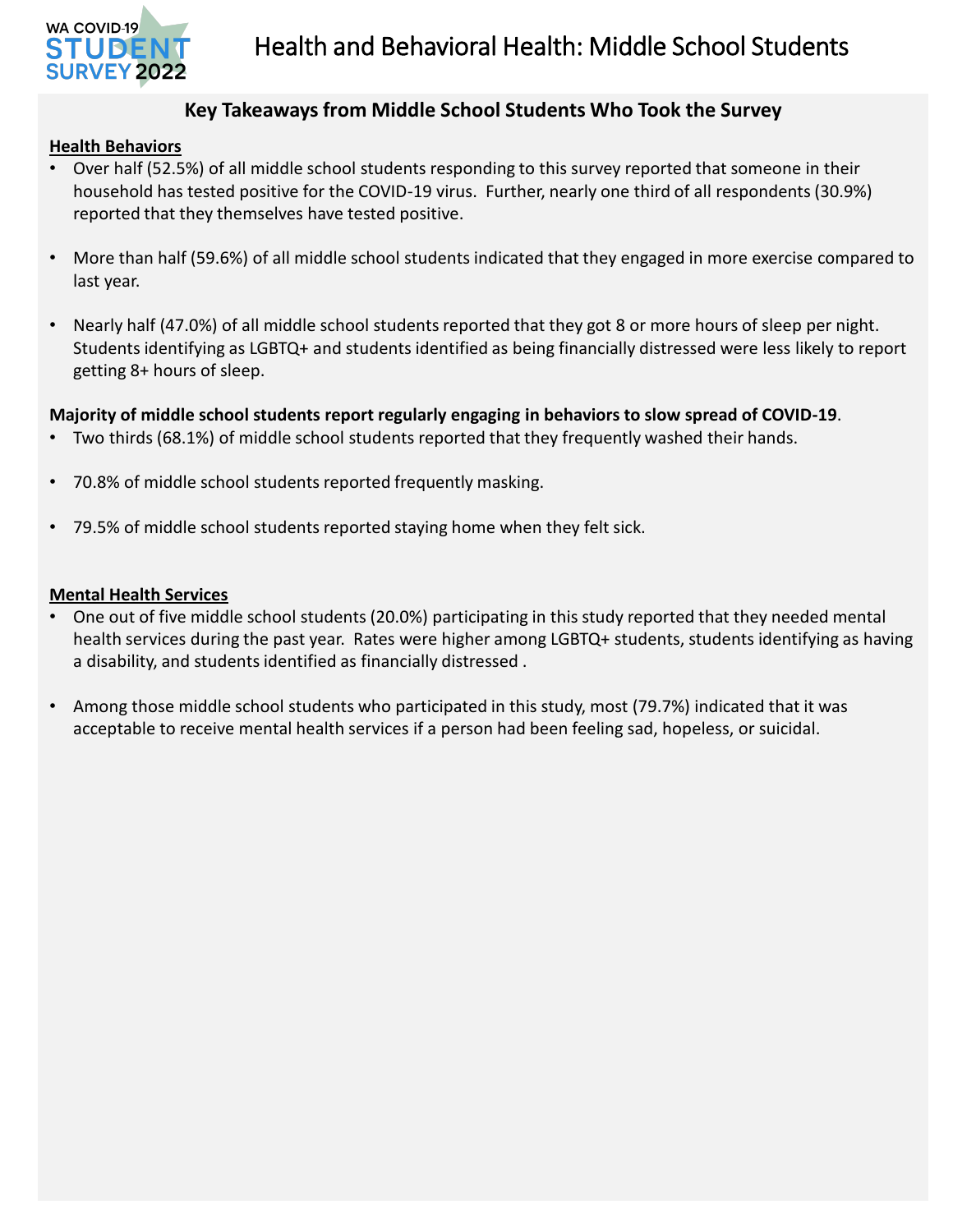# Health and Behavioral Health: Middle School Students

## Key Takeaways from Middle School Students Who Took the Survey

**Health Behaviors**

- Over half (52.5%) of all middle school students responding to this survey reported that someone in their household has tested positive for the COVID-19 virus. Further, nearly one third of all respondents (30.9%) reported that they themselves have tested positive.
- More than half (59.6%) of all middle school students indicated that they engaged in more exercise compared to last year.
- Nearly half (47.0%) of all middle school students reported that they got 8 or more hours of sleep per night. Students identifying as LGBTQ+ and students identified as being financially distressed were less likely to report getting 8+ hours of sleep.

**Majority of middle school students report regularly engaging in behaviors to slow spread of COVID-19**.

- Two thirds (68.1%) of middle school students reported that they frequently washed their hands.
- 70.8% of middle school students reported frequently masking.
- 79.5% of middle school students reported staying home when they felt sick.

**Mental Health Services**

- One out of five middle school students (20.0%) participating in this study reported that they needed mental health services during the past year. Rates were higher among LGBTQ+ students, students identifying as having a disability, and students identified as financially distressed .
- Among those middle school students who participated in this study, most (79.7%) indicated that it was acceptable to receive mental health services if a person had been feeling sad, hopeless, or suicidal.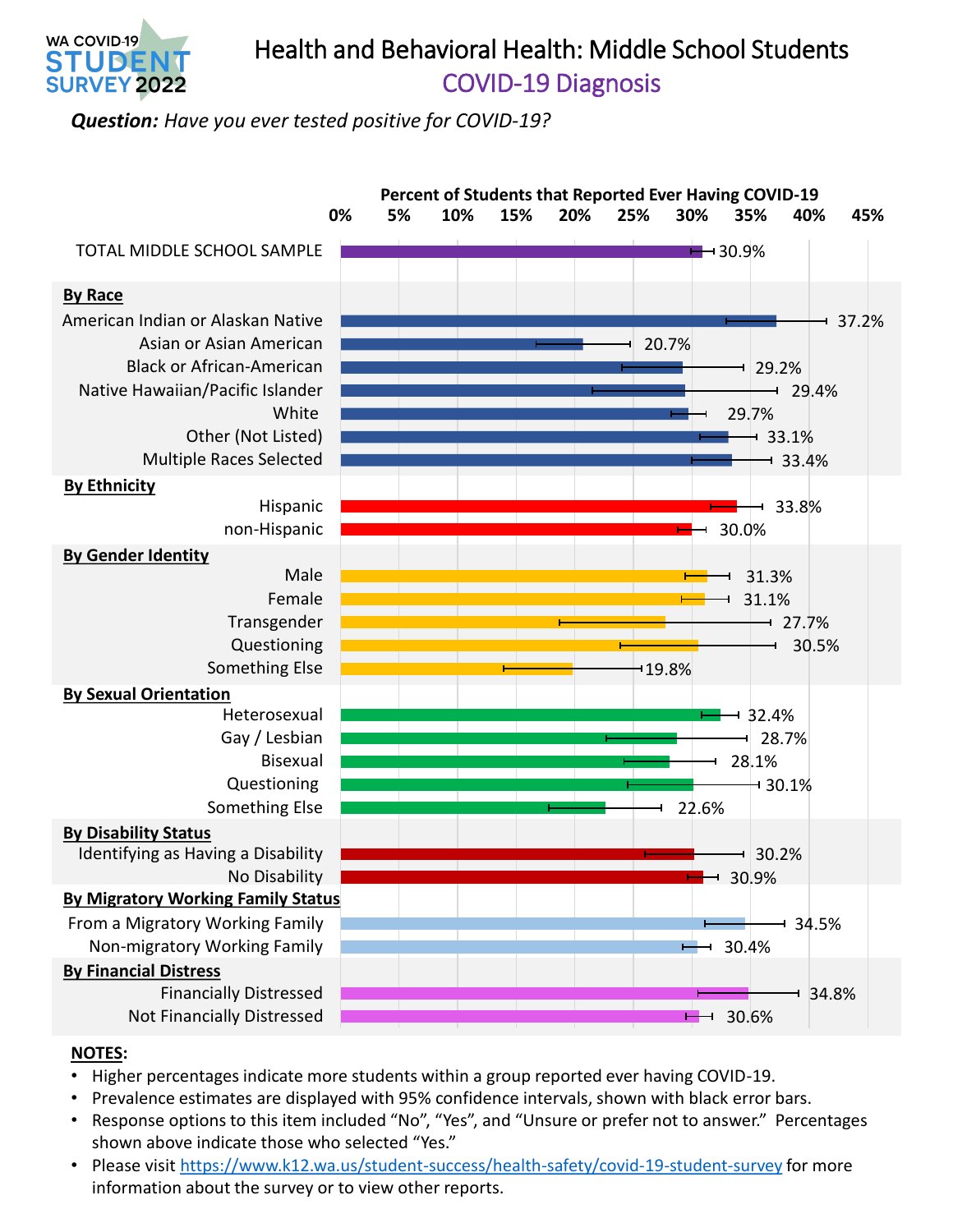WA COVID-19 STUDENT SURVEY 2022

# Health and Behavioral Health: Middle School Students

## COVID-19 Diagnosis

***Question:*** *Have you ever tested positive for COVID-19?*

**Percent of Students that Reported Ever Having COVID-19**

| Group | Percent |
|---|---|
| TOTAL MIDDLE SCHOOL SAMPLE | 30.9% |
| **By Race** | |
| American Indian or Alaskan Native | 37.2% |
| Asian or Asian American | 20.7% |
| Black or African-American | 29.2% |
| Native Hawaiian/Pacific Islander | 29.4% |
| White | 29.7% |
| Other (Not Listed) | 33.1% |
| Multiple Races Selected | 33.4% |
| **By Ethnicity** | |
| Hispanic | 33.8% |
| non-Hispanic | 30.0% |
| **By Gender Identity** | |
| Male | 31.3% |
| Female | 31.1% |
| Transgender | 27.7% |
| Questioning | 30.5% |
| Something Else | 19.8% |
| **By Sexual Orientation** | |
| Heterosexual | 32.4% |
| Gay / Lesbian | 28.7% |
| Bisexual | 28.1% |
| Questioning | 30.1% |
| Something Else | 22.6% |
| **By Disability Status** | |
| Identifying as Having a Disability | 30.2% |
| No Disability | 30.9% |
| **By Migratory Working Family Status** | |
| From a Migratory Working Family | 34.5% |
| Non-migratory Working Family | 30.4% |
| **By Financial Distress** | |
| Financially Distressed | 34.8% |
| Not Financially Distressed | 30.6% |

**NOTES:**

- Higher percentages indicate more students within a group reported ever having COVID-19.
- Prevalence estimates are displayed with 95% confidence intervals, shown with black error bars.
- Response options to this item included “No”, “Yes”, and “Unsure or prefer not to answer.” Percentages shown above indicate those who selected “Yes.”
- Please visit https://www.k12.wa.us/student-success/health-safety/covid-19-student-survey for more information about the survey or to view other reports.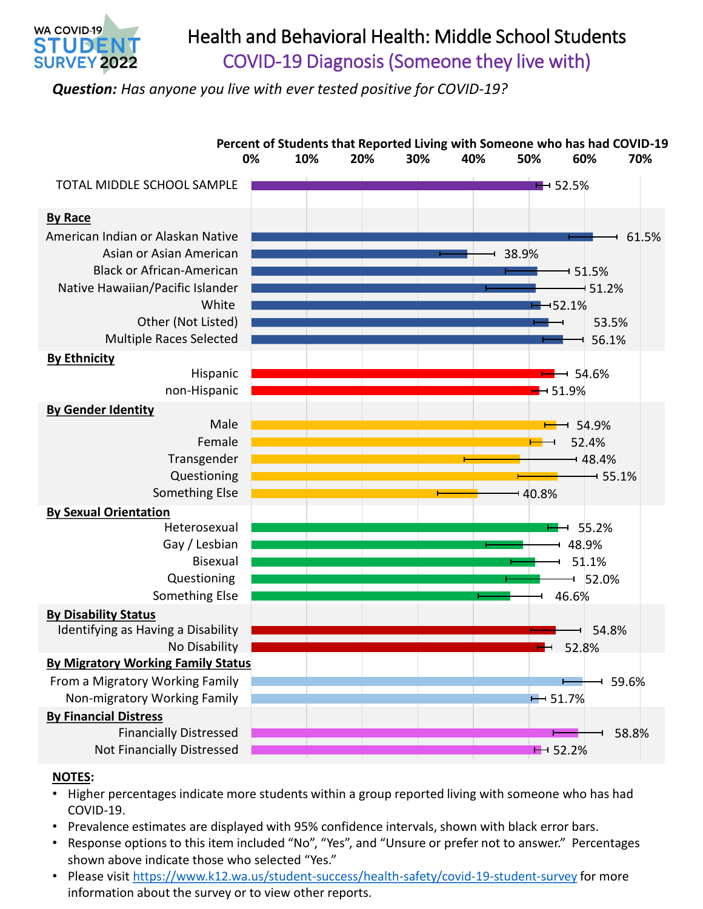WA COVID-19 STUDENT SURVEY 2022

# Health and Behavioral Health: Middle School Students

## COVID-19 Diagnosis (Someone they live with)

***Question:*** *Has anyone you live with ever tested positive for COVID-19?*

**Percent of Students that Reported Living with Someone who has had COVID-19**

| Group | Percent |
|---|---|
| TOTAL MIDDLE SCHOOL SAMPLE | 52.5% |
| **By Race** | |
| American Indian or Alaskan Native | 61.5% |
| Asian or Asian American | 38.9% |
| Black or African-American | 51.5% |
| Native Hawaiian/Pacific Islander | 51.2% |
| White | 52.1% |
| Other (Not Listed) | 53.5% |
| Multiple Races Selected | 56.1% |
| **By Ethnicity** | |
| Hispanic | 54.6% |
| non-Hispanic | 51.9% |
| **By Gender Identity** | |
| Male | 54.9% |
| Female | 52.4% |
| Transgender | 48.4% |
| Questioning | 55.1% |
| Something Else | 40.8% |
| **By Sexual Orientation** | |
| Heterosexual | 55.2% |
| Gay / Lesbian | 48.9% |
| Bisexual | 51.1% |
| Questioning | 52.0% |
| Something Else | 46.6% |
| **By Disability Status** | |
| Identifying as Having a Disability | 54.8% |
| No Disability | 52.8% |
| **By Migratory Working Family Status** | |
| From a Migratory Working Family | 59.6% |
| Non-migratory Working Family | 51.7% |
| **By Financial Distress** | |
| Financially Distressed | 58.8% |
| Not Financially Distressed | 52.2% |

**NOTES:**

- Higher percentages indicate more students within a group reported living with someone who has had COVID-19.
- Prevalence estimates are displayed with 95% confidence intervals, shown with black error bars.
- Response options to this item included "No", "Yes", and "Unsure or prefer not to answer." Percentages shown above indicate those who selected "Yes."
- Please visit https://www.k12.wa.us/student-success/health-safety/covid-19-student-survey for more information about the survey or to view other reports.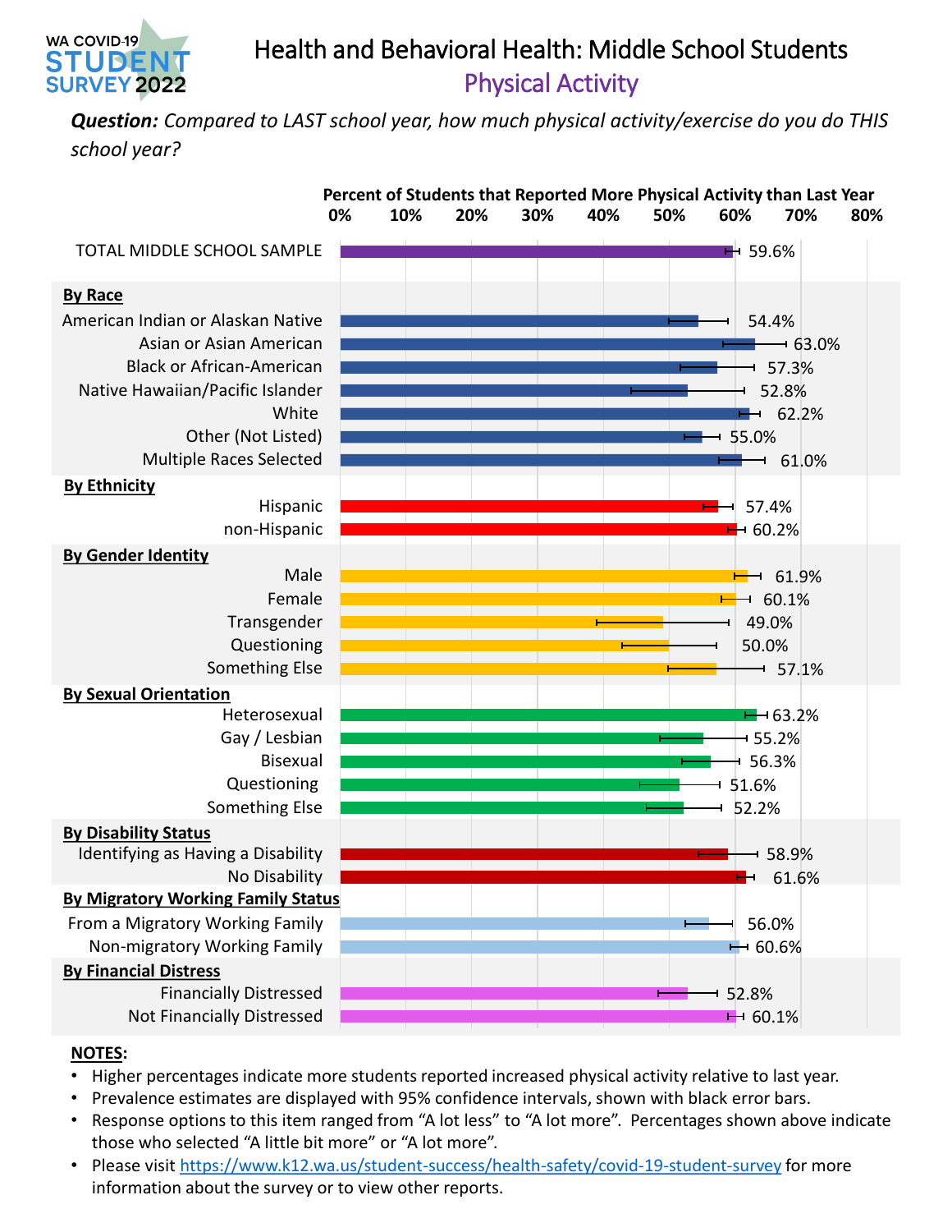# Health and Behavioral Health: Middle School Students

## Physical Activity

***Question:*** *Compared to LAST school year, how much physical activity/exercise do you do THIS school year?*

**Percent of Students that Reported More Physical Activity than Last Year**

| Group | Percent |
|---|---|
| TOTAL MIDDLE SCHOOL SAMPLE | 59.6% |
| **By Race** | |
| American Indian or Alaskan Native | 54.4% |
| Asian or Asian American | 63.0% |
| Black or African-American | 57.3% |
| Native Hawaiian/Pacific Islander | 52.8% |
| White | 62.2% |
| Other (Not Listed) | 55.0% |
| Multiple Races Selected | 61.0% |
| **By Ethnicity** | |
| Hispanic | 57.4% |
| non-Hispanic | 60.2% |
| **By Gender Identity** | |
| Male | 61.9% |
| Female | 60.1% |
| Transgender | 49.0% |
| Questioning | 50.0% |
| Something Else | 57.1% |
| **By Sexual Orientation** | |
| Heterosexual | 63.2% |
| Gay / Lesbian | 55.2% |
| Bisexual | 56.3% |
| Questioning | 51.6% |
| Something Else | 52.2% |
| **By Disability Status** | |
| Identifying as Having a Disability | 58.9% |
| No Disability | 61.6% |
| **By Migratory Working Family Status** | |
| From a Migratory Working Family | 56.0% |
| Non-migratory Working Family | 60.6% |
| **By Financial Distress** | |
| Financially Distressed | 52.8% |
| Not Financially Distressed | 60.1% |

**NOTES**:

- Higher percentages indicate more students reported increased physical activity relative to last year.
- Prevalence estimates are displayed with 95% confidence intervals, shown with black error bars.
- Response options to this item ranged from "A lot less" to "A lot more". Percentages shown above indicate those who selected "A little bit more" or "A lot more".
- Please visit https://www.k12.wa.us/student-success/health-safety/covid-19-student-survey for more information about the survey or to view other reports.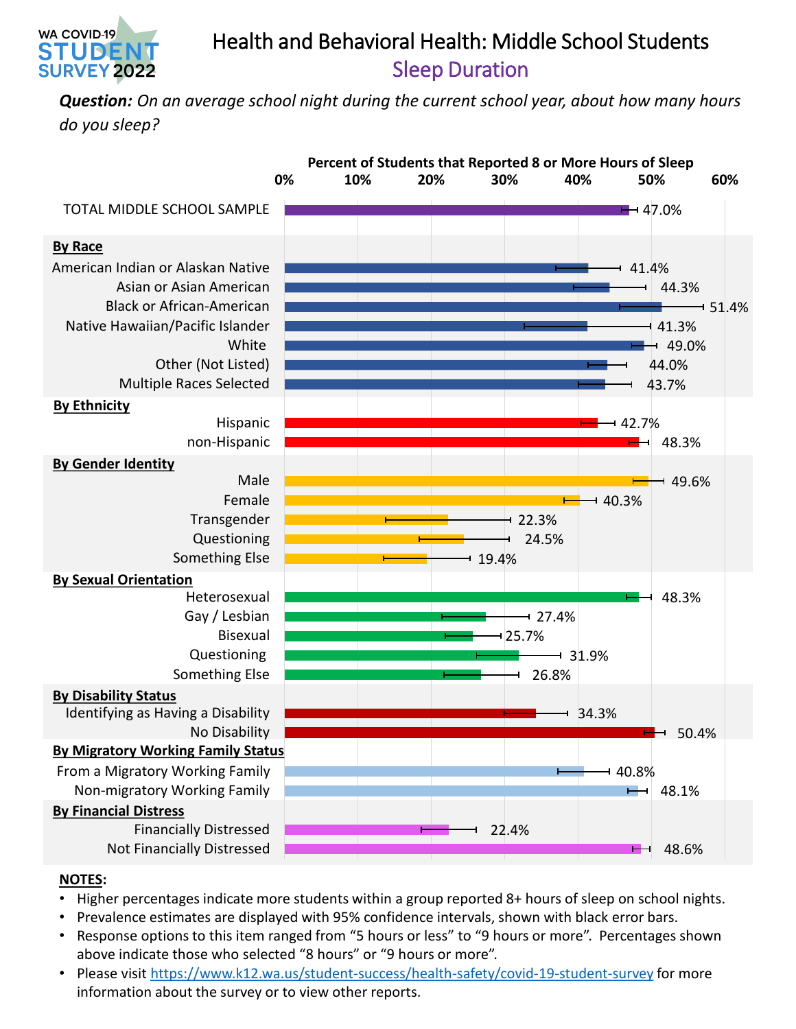# Health and Behavioral Health: Middle School Students

## Sleep Duration

***Question:*** *On an average school night during the current school year, about how many hours do you sleep?*

**Percent of Students that Reported 8 or More Hours of Sleep**

| Group | Percent |
|---|---|
| TOTAL MIDDLE SCHOOL SAMPLE | 47.0% |
| **By Race** | |
| American Indian or Alaskan Native | 41.4% |
| Asian or Asian American | 44.3% |
| Black or African-American | 51.4% |
| Native Hawaiian/Pacific Islander | 41.3% |
| White | 49.0% |
| Other (Not Listed) | 44.0% |
| Multiple Races Selected | 43.7% |
| **By Ethnicity** | |
| Hispanic | 42.7% |
| non-Hispanic | 48.3% |
| **By Gender Identity** | |
| Male | 49.6% |
| Female | 40.3% |
| Transgender | 22.3% |
| Questioning | 24.5% |
| Something Else | 19.4% |
| **By Sexual Orientation** | |
| Heterosexual | 48.3% |
| Gay / Lesbian | 27.4% |
| Bisexual | 25.7% |
| Questioning | 31.9% |
| Something Else | 26.8% |
| **By Disability Status** | |
| Identifying as Having a Disability | 34.3% |
| No Disability | 50.4% |
| **By Migratory Working Family Status** | |
| From a Migratory Working Family | 40.8% |
| Non-migratory Working Family | 48.1% |
| **By Financial Distress** | |
| Financially Distressed | 22.4% |
| Not Financially Distressed | 48.6% |

**NOTES:**

- Higher percentages indicate more students within a group reported 8+ hours of sleep on school nights.
- Prevalence estimates are displayed with 95% confidence intervals, shown with black error bars.
- Response options to this item ranged from "5 hours or less" to "9 hours or more". Percentages shown above indicate those who selected "8 hours" or "9 hours or more".
- Please visit https://www.k12.wa.us/student-success/health-safety/covid-19-student-survey for more information about the survey or to view other reports.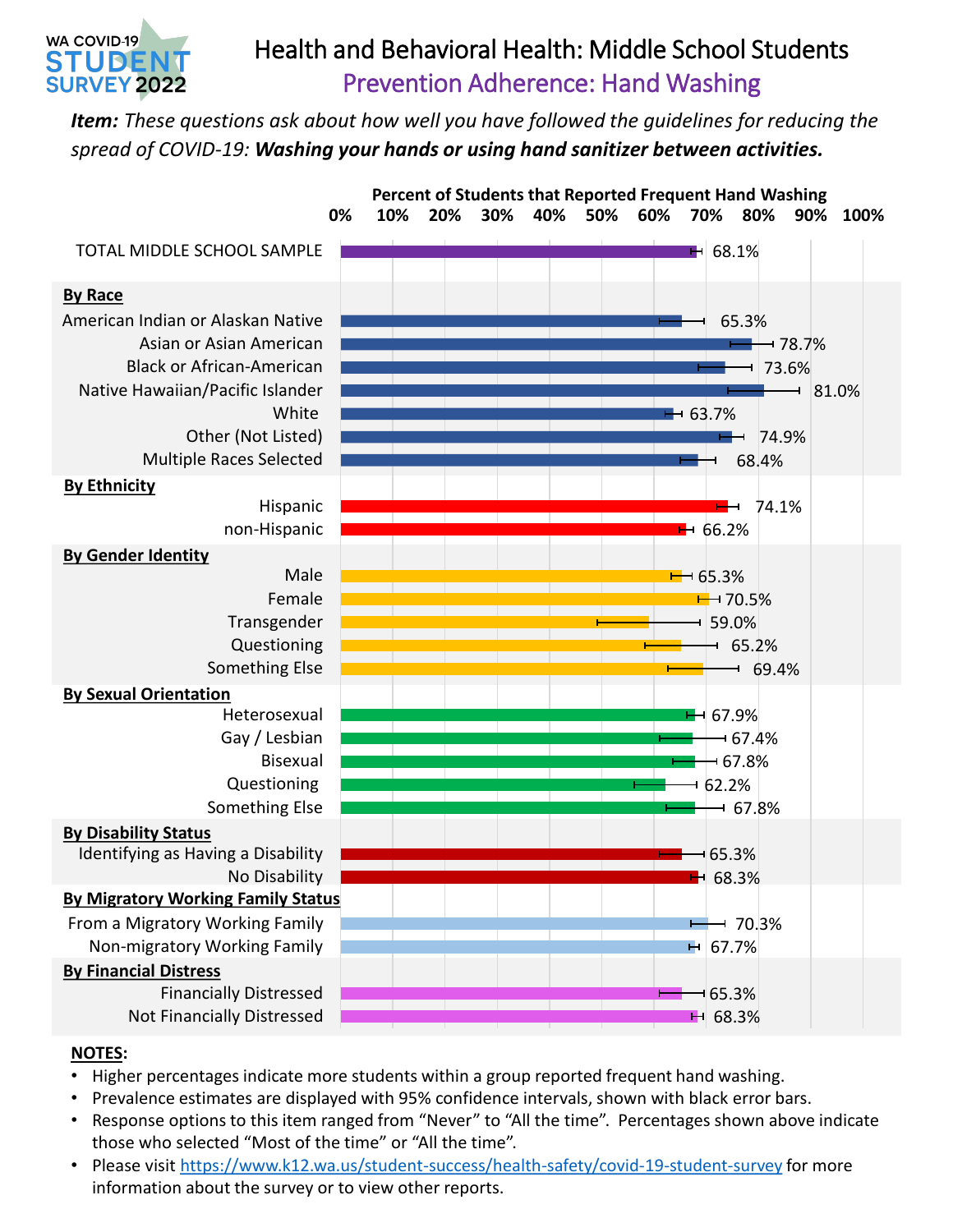# Health and Behavioral Health: Middle School Students

## Prevention Adherence: Hand Washing

***Item:*** *These questions ask about how well you have followed the guidelines for reducing the spread of COVID-19:* ***Washing your hands or using hand sanitizer between activities.***

**Percent of Students that Reported Frequent Hand Washing**

| Group | Percent |
| --- | --- |
| TOTAL MIDDLE SCHOOL SAMPLE | 68.1% |
| **By Race** | |
| American Indian or Alaskan Native | 65.3% |
| Asian or Asian American | 78.7% |
| Black or African-American | 73.6% |
| Native Hawaiian/Pacific Islander | 81.0% |
| White | 63.7% |
| Other (Not Listed) | 74.9% |
| Multiple Races Selected | 68.4% |
| **By Ethnicity** | |
| Hispanic | 74.1% |
| non-Hispanic | 66.2% |
| **By Gender Identity** | |
| Male | 65.3% |
| Female | 70.5% |
| Transgender | 59.0% |
| Questioning | 65.2% |
| Something Else | 69.4% |
| **By Sexual Orientation** | |
| Heterosexual | 67.9% |
| Gay / Lesbian | 67.4% |
| Bisexual | 67.8% |
| Questioning | 62.2% |
| Something Else | 67.8% |
| **By Disability Status** | |
| Identifying as Having a Disability | 65.3% |
| No Disability | 68.3% |
| **By Migratory Working Family Status** | |
| From a Migratory Working Family | 70.3% |
| Non-migratory Working Family | 67.7% |
| **By Financial Distress** | |
| Financially Distressed | 65.3% |
| Not Financially Distressed | 68.3% |

**NOTES:**

- Higher percentages indicate more students within a group reported frequent hand washing.
- Prevalence estimates are displayed with 95% confidence intervals, shown with black error bars.
- Response options to this item ranged from "Never" to "All the time". Percentages shown above indicate those who selected "Most of the time" or "All the time".
- Please visit https://www.k12.wa.us/student-success/health-safety/covid-19-student-survey for more information about the survey or to view other reports.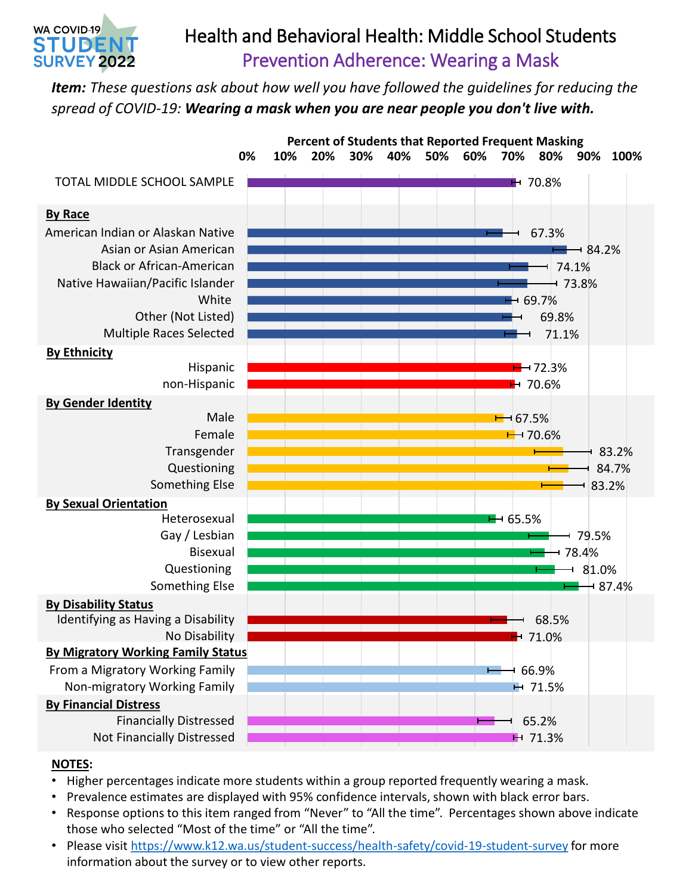WA COVID-19 STUDENT SURVEY 2022

# Health and Behavioral Health: Middle School Students

## Prevention Adherence: Wearing a Mask

***Item:** These questions ask about how well you have followed the guidelines for reducing the spread of COVID-19: **Wearing a mask when you are near people you don't live with.***

**Percent of Students that Reported Frequent Masking**

| Group | Percent |
|---|---|
| TOTAL MIDDLE SCHOOL SAMPLE | 70.8% |
| **By Race** | |
| American Indian or Alaskan Native | 67.3% |
| Asian or Asian American | 84.2% |
| Black or African-American | 74.1% |
| Native Hawaiian/Pacific Islander | 73.8% |
| White | 69.7% |
| Other (Not Listed) | 69.8% |
| Multiple Races Selected | 71.1% |
| **By Ethnicity** | |
| Hispanic | 72.3% |
| non-Hispanic | 70.6% |
| **By Gender Identity** | |
| Male | 67.5% |
| Female | 70.6% |
| Transgender | 83.2% |
| Questioning | 84.7% |
| Something Else | 83.2% |
| **By Sexual Orientation** | |
| Heterosexual | 65.5% |
| Gay / Lesbian | 79.5% |
| Bisexual | 78.4% |
| Questioning | 81.0% |
| Something Else | 87.4% |
| **By Disability Status** | |
| Identifying as Having a Disability | 68.5% |
| No Disability | 71.0% |
| **By Migratory Working Family Status** | |
| From a Migratory Working Family | 66.9% |
| Non-migratory Working Family | 71.5% |
| **By Financial Distress** | |
| Financially Distressed | 65.2% |
| Not Financially Distressed | 71.3% |

**NOTES:**

- Higher percentages indicate more students within a group reported frequently wearing a mask.
- Prevalence estimates are displayed with 95% confidence intervals, shown with black error bars.
- Response options to this item ranged from "Never" to "All the time". Percentages shown above indicate those who selected "Most of the time" or "All the time".
- Please visit https://www.k12.wa.us/student-success/health-safety/covid-19-student-survey for more information about the survey or to view other reports.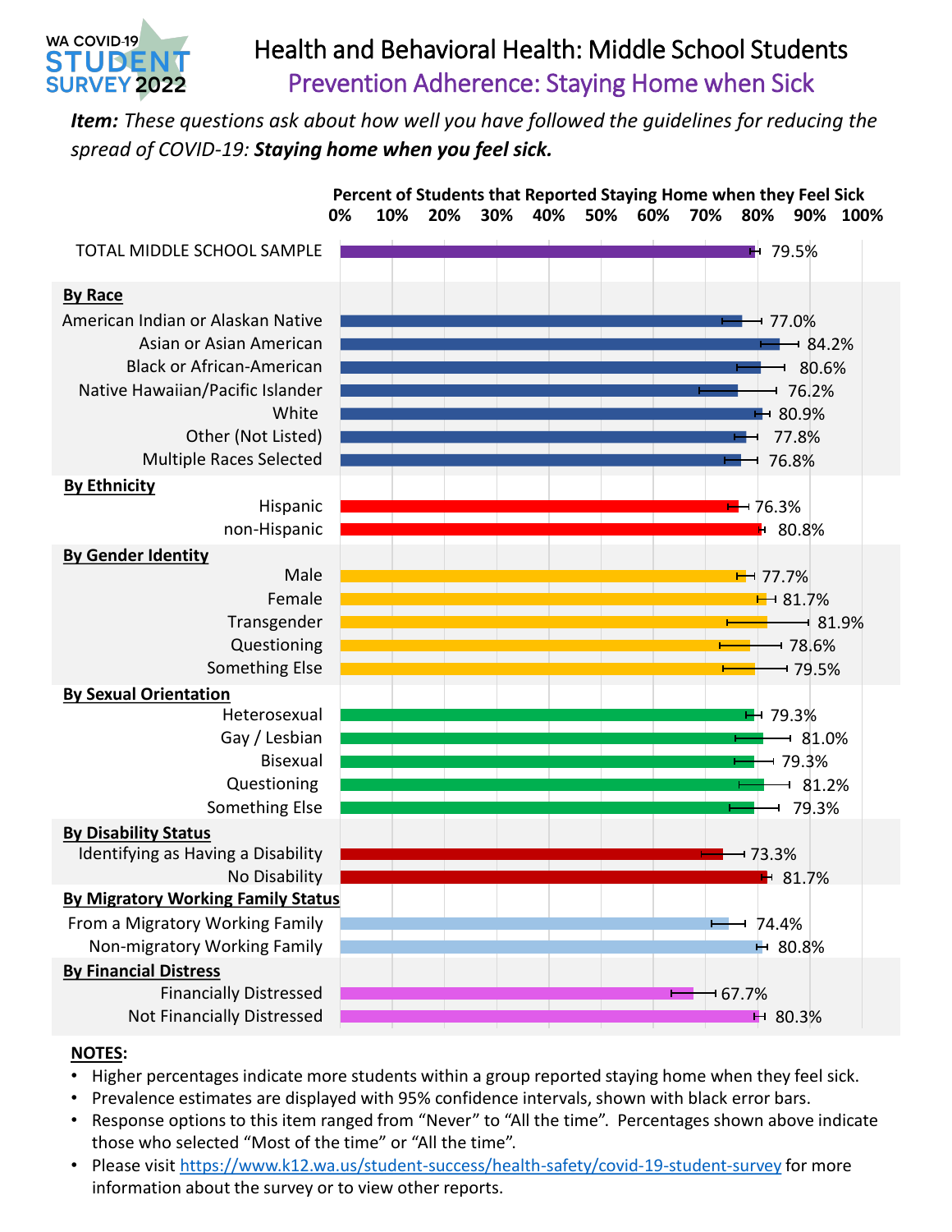WA COVID-19 STUDENT SURVEY 2022

# Health and Behavioral Health: Middle School Students

## Prevention Adherence: Staying Home when Sick

***Item:** These questions ask about how well you have followed the guidelines for reducing the spread of COVID-19: **Staying home when you feel sick.***

**Percent of Students that Reported Staying Home when they Feel Sick**

| Group | Percent |
|---|---|
| TOTAL MIDDLE SCHOOL SAMPLE | 79.5% |
| **By Race** | |
| American Indian or Alaskan Native | 77.0% |
| Asian or Asian American | 84.2% |
| Black or African-American | 80.6% |
| Native Hawaiian/Pacific Islander | 76.2% |
| White | 80.9% |
| Other (Not Listed) | 77.8% |
| Multiple Races Selected | 76.8% |
| **By Ethnicity** | |
| Hispanic | 76.3% |
| non-Hispanic | 80.8% |
| **By Gender Identity** | |
| Male | 77.7% |
| Female | 81.7% |
| Transgender | 81.9% |
| Questioning | 78.6% |
| Something Else | 79.5% |
| **By Sexual Orientation** | |
| Heterosexual | 79.3% |
| Gay / Lesbian | 81.0% |
| Bisexual | 79.3% |
| Questioning | 81.2% |
| Something Else | 79.3% |
| **By Disability Status** | |
| Identifying as Having a Disability | 73.3% |
| No Disability | 81.7% |
| **By Migratory Working Family Status** | |
| From a Migratory Working Family | 74.4% |
| Non-migratory Working Family | 80.8% |
| **By Financial Distress** | |
| Financially Distressed | 67.7% |
| Not Financially Distressed | 80.3% |

**NOTES:**

- Higher percentages indicate more students within a group reported staying home when they feel sick.
- Prevalence estimates are displayed with 95% confidence intervals, shown with black error bars.
- Response options to this item ranged from "Never" to "All the time". Percentages shown above indicate those who selected "Most of the time" or "All the time".
- Please visit https://www.k12.wa.us/student-success/health-safety/covid-19-student-survey for more information about the survey or to view other reports.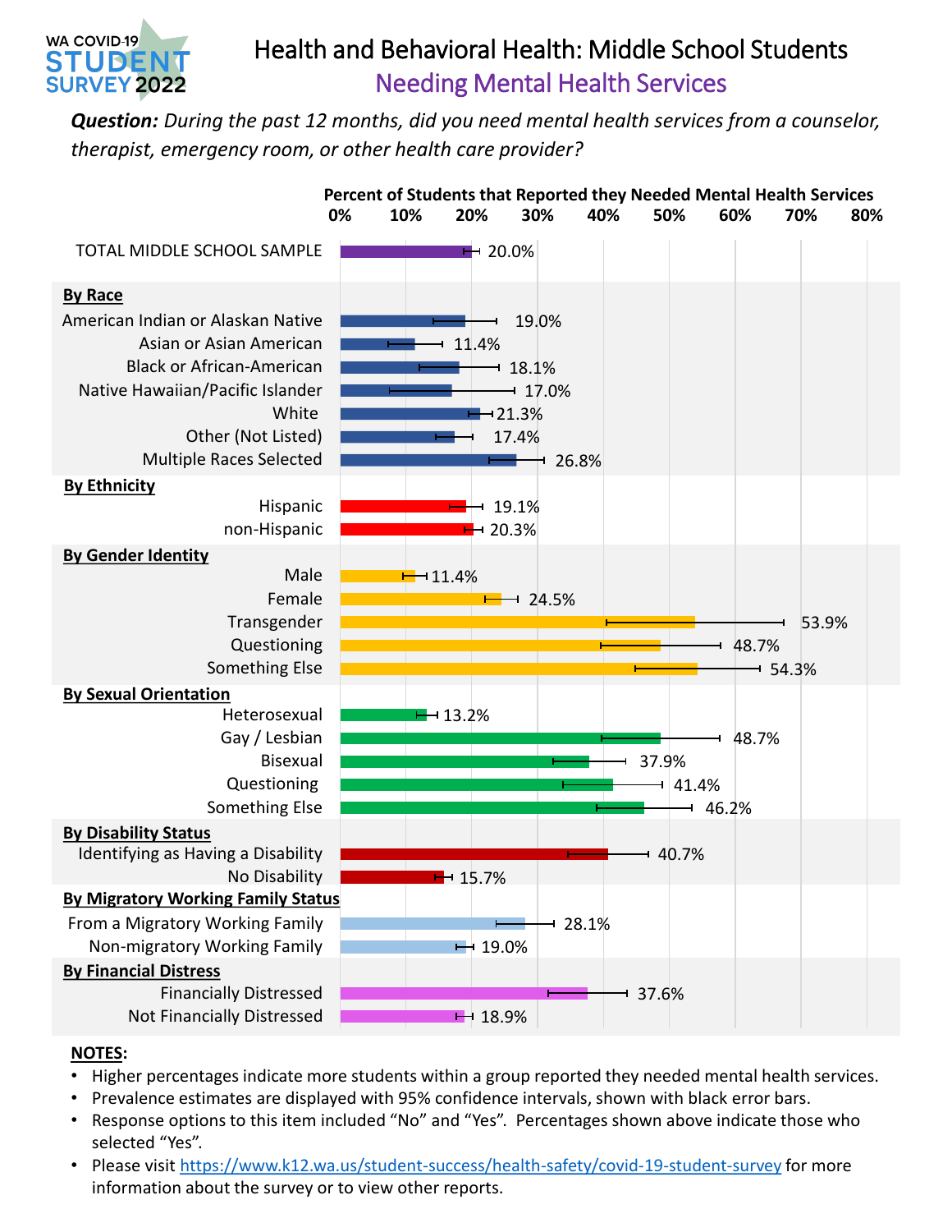WA COVID-19 STUDENT SURVEY 2022

# Health and Behavioral Health: Middle School Students

## Needing Mental Health Services

***Question:** During the past 12 months, did you need mental health services from a counselor, therapist, emergency room, or other health care provider?*

**Percent of Students that Reported they Needed Mental Health Services**

| Group | Percent |
|---|---|
| TOTAL MIDDLE SCHOOL SAMPLE | 20.0% |
| **By Race** | |
| American Indian or Alaskan Native | 19.0% |
| Asian or Asian American | 11.4% |
| Black or African-American | 18.1% |
| Native Hawaiian/Pacific Islander | 17.0% |
| White | 21.3% |
| Other (Not Listed) | 17.4% |
| Multiple Races Selected | 26.8% |
| **By Ethnicity** | |
| Hispanic | 19.1% |
| non-Hispanic | 20.3% |
| **By Gender Identity** | |
| Male | 11.4% |
| Female | 24.5% |
| Transgender | 53.9% |
| Questioning | 48.7% |
| Something Else | 54.3% |
| **By Sexual Orientation** | |
| Heterosexual | 13.2% |
| Gay / Lesbian | 48.7% |
| Bisexual | 37.9% |
| Questioning | 41.4% |
| Something Else | 46.2% |
| **By Disability Status** | |
| Identifying as Having a Disability | 40.7% |
| No Disability | 15.7% |
| **By Migratory Working Family Status** | |
| From a Migratory Working Family | 28.1% |
| Non-migratory Working Family | 19.0% |
| **By Financial Distress** | |
| Financially Distressed | 37.6% |
| Not Financially Distressed | 18.9% |

**NOTES:**

- Higher percentages indicate more students within a group reported they needed mental health services.
- Prevalence estimates are displayed with 95% confidence intervals, shown with black error bars.
- Response options to this item included "No" and "Yes". Percentages shown above indicate those who selected "Yes".
- Please visit https://www.k12.wa.us/student-success/health-safety/covid-19-student-survey for more information about the survey or to view other reports.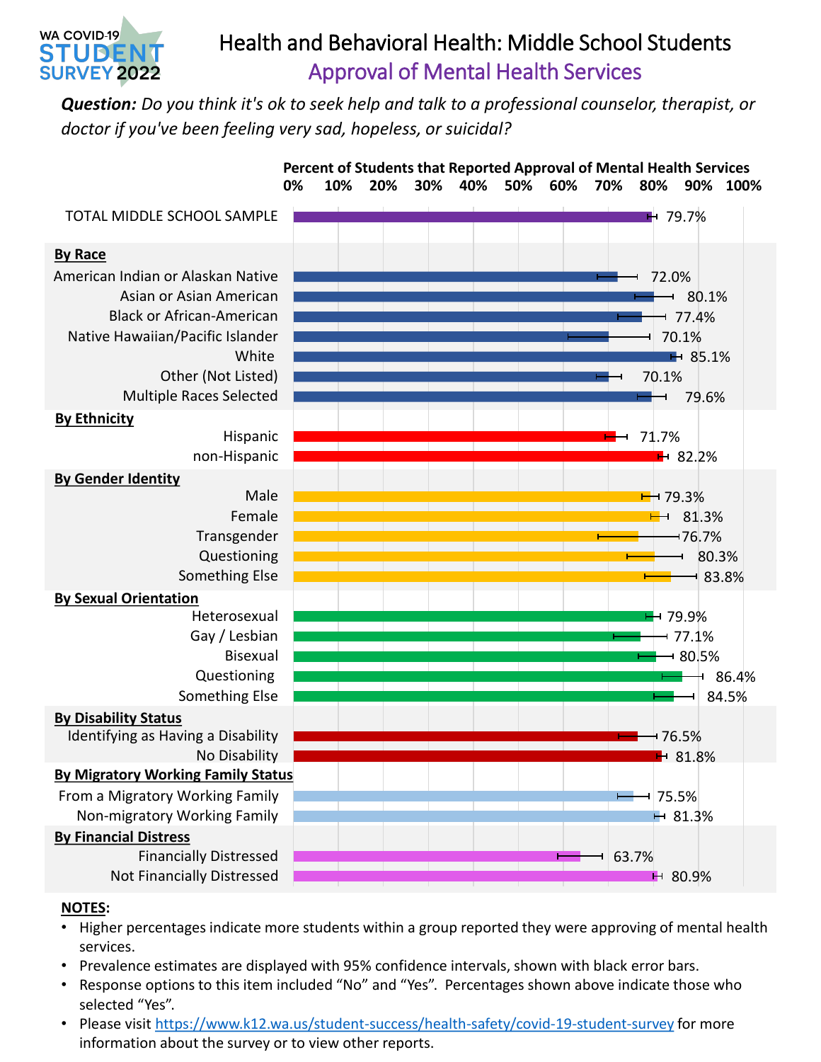# Health and Behavioral Health: Middle School Students

## Approval of Mental Health Services

***Question:*** *Do you think it's ok to seek help and talk to a professional counselor, therapist, or doctor if you've been feeling very sad, hopeless, or suicidal?*

**Percent of Students that Reported Approval of Mental Health Services**

| Group | Percent |
|---|---|
| TOTAL MIDDLE SCHOOL SAMPLE | 79.7% |
| **By Race** | |
| American Indian or Alaskan Native | 72.0% |
| Asian or Asian American | 80.1% |
| Black or African-American | 77.4% |
| Native Hawaiian/Pacific Islander | 70.1% |
| White | 85.1% |
| Other (Not Listed) | 70.1% |
| Multiple Races Selected | 79.6% |
| **By Ethnicity** | |
| Hispanic | 71.7% |
| non-Hispanic | 82.2% |
| **By Gender Identity** | |
| Male | 79.3% |
| Female | 81.3% |
| Transgender | 76.7% |
| Questioning | 80.3% |
| Something Else | 83.8% |
| **By Sexual Orientation** | |
| Heterosexual | 79.9% |
| Gay / Lesbian | 77.1% |
| Bisexual | 80.5% |
| Questioning | 86.4% |
| Something Else | 84.5% |
| **By Disability Status** | |
| Identifying as Having a Disability | 76.5% |
| No Disability | 81.8% |
| **By Migratory Working Family Status** | |
| From a Migratory Working Family | 75.5% |
| Non-migratory Working Family | 81.3% |
| **By Financial Distress** | |
| Financially Distressed | 63.7% |
| Not Financially Distressed | 80.9% |

**NOTES:**

- Higher percentages indicate more students within a group reported they were approving of mental health services.
- Prevalence estimates are displayed with 95% confidence intervals, shown with black error bars.
- Response options to this item included "No" and "Yes". Percentages shown above indicate those who selected "Yes".
- Please visit https://www.k12.wa.us/student-success/health-safety/covid-19-student-survey for more information about the survey or to view other reports.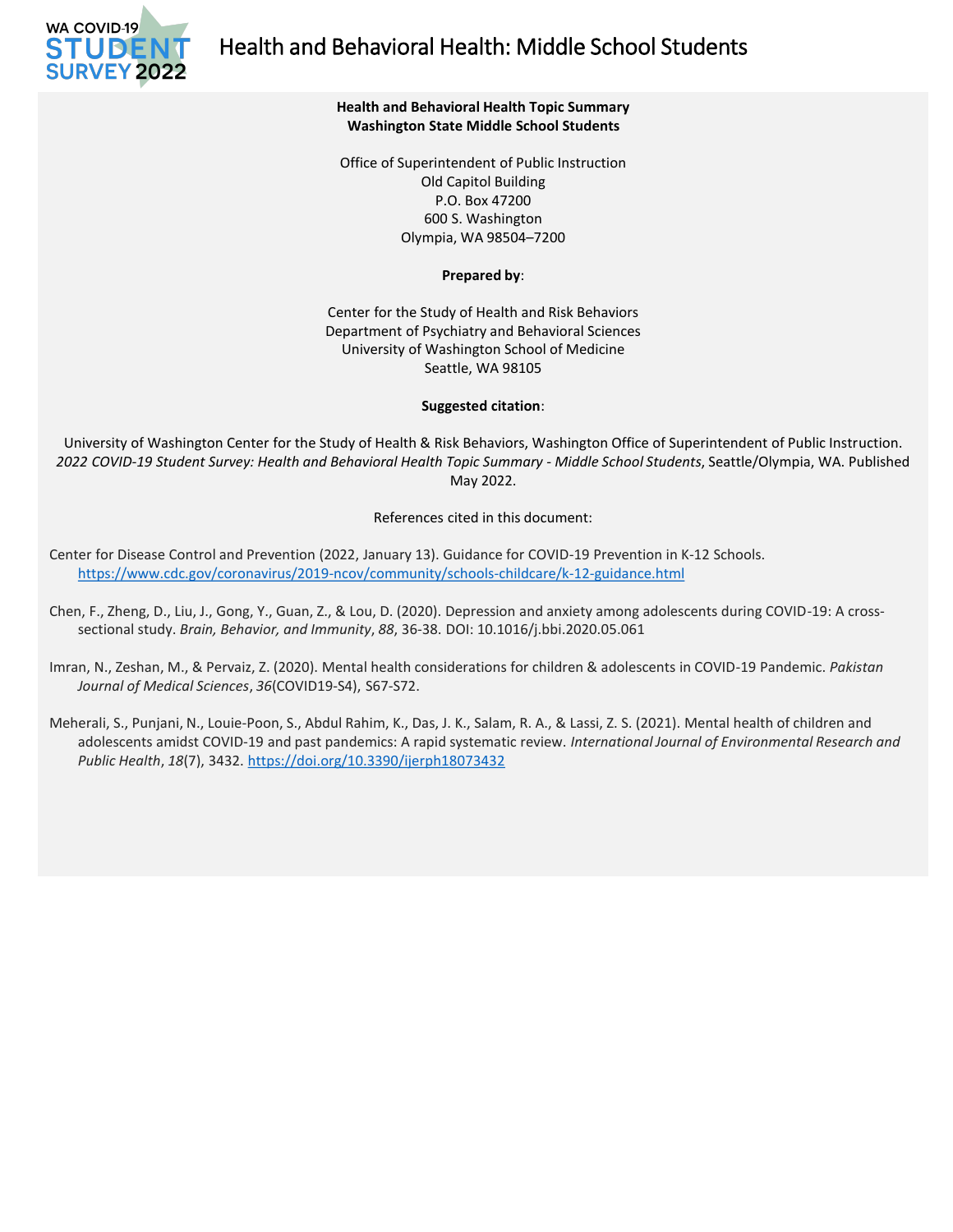**Health and Behavioral Health Topic Summary**
**Washington State Middle School Students**

Office of Superintendent of Public Instruction
Old Capitol Building
P.O. Box 47200
600 S. Washington
Olympia, WA 98504–7200

**Prepared by**:

Center for the Study of Health and Risk Behaviors
Department of Psychiatry and Behavioral Sciences
University of Washington School of Medicine
Seattle, WA 98105

**Suggested citation**:

University of Washington Center for the Study of Health & Risk Behaviors, Washington Office of Superintendent of Public Instruction. *2022 COVID-19 Student Survey: Health and Behavioral Health Topic Summary - Middle School Students*, Seattle/Olympia, WA. Published May 2022.

References cited in this document:

Center for Disease Control and Prevention (2022, January 13). Guidance for COVID-19 Prevention in K-12 Schools. https://www.cdc.gov/coronavirus/2019-ncov/community/schools-childcare/k-12-guidance.html

Chen, F., Zheng, D., Liu, J., Gong, Y., Guan, Z., & Lou, D. (2020). Depression and anxiety among adolescents during COVID-19: A cross-sectional study. *Brain, Behavior, and Immunity*, *88*, 36-38. DOI: 10.1016/j.bbi.2020.05.061

Imran, N., Zeshan, M., & Pervaiz, Z. (2020). Mental health considerations for children & adolescents in COVID-19 Pandemic. *Pakistan Journal of Medical Sciences*, *36*(COVID19-S4), S67-S72.

Meherali, S., Punjani, N., Louie-Poon, S., Abdul Rahim, K., Das, J. K., Salam, R. A., & Lassi, Z. S. (2021). Mental health of children and adolescents amidst COVID-19 and past pandemics: A rapid systematic review. *International Journal of Environmental Research and Public Health*, *18*(7), 3432. https://doi.org/10.3390/ijerph18073432